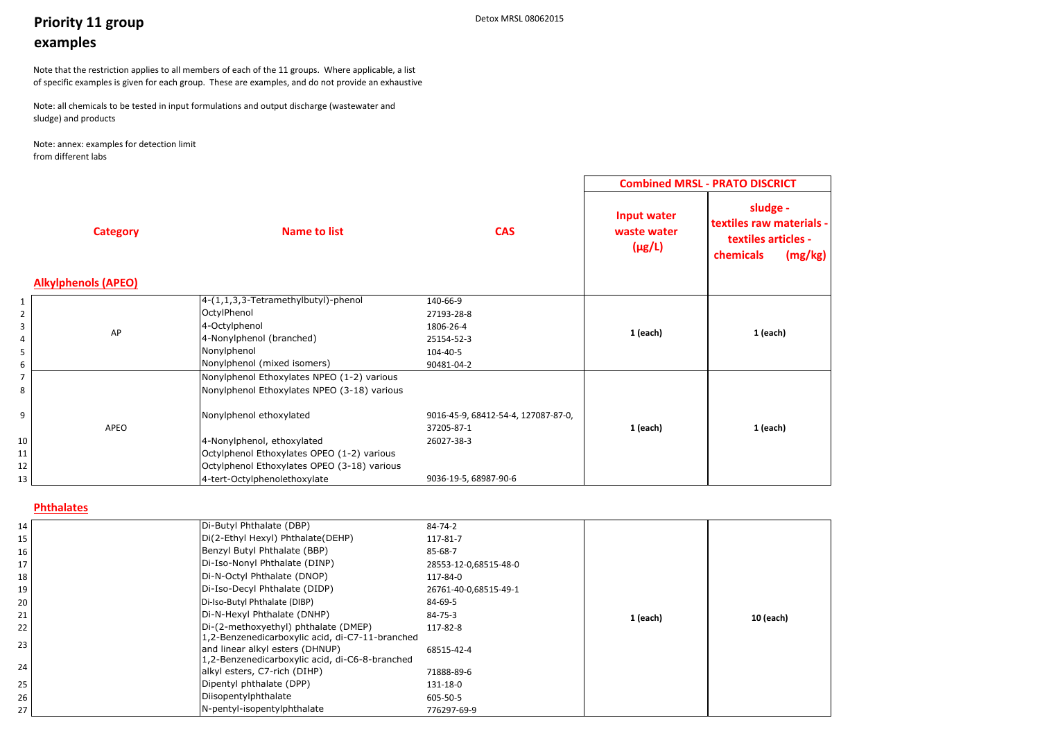# Priority 11 group examples

Detox MRSL 08062015

Note that the restriction applies to all members of each of the 11 groups. Where applicable, a list of specific examples is given for each group. These are examples, and do not provide an exhaustive

Note: all chemicals to be tested in input formulations and output discharge (wastewater and sludge) and products

Note: annex: examples for detection limit from different labs

| | Category | Name to list | CAS | Combined MRSL - PRATO DISCRICT | |
|---|---|---|---|---|---|
| | | | | Input water waste water (μg/L) | sludge - textiles raw materials - textiles articles - chemicals (mg/kg) |
| | **Alkylphenols (APEO)** | | | | |
| 1 | AP | 4-(1,1,3,3-Tetramethylbutyl)-phenol | 140-66-9 | 1 (each) | 1 (each) |
| 2 | | OctylPhenol | 27193-28-8 | | |
| 3 | | 4-Octylphenol | 1806-26-4 | | |
| 4 | | 4-Nonylphenol (branched) | 25154-52-3 | | |
| 5 | | Nonylphenol | 104-40-5 | | |
| 6 | | Nonylphenol (mixed isomers) | 90481-04-2 | | |
| 7 | APEO | Nonylphenol Ethoxylates NPEO (1-2) various | | 1 (each) | 1 (each) |
| 8 | | Nonylphenol Ethoxylates NPEO (3-18) various | | | |
| 9 | | Nonylphenol ethoxylated | 9016-45-9, 68412-54-4, 127087-87-0, 37205-87-1 | | |
| 10 | | 4-Nonylphenol, ethoxylated | 26027-38-3 | | |
| 11 | | Octylphenol Ethoxylates OPEO (1-2) various | | | |
| 12 | | Octylphenol Ethoxylates OPEO (3-18) various | | | |
| 13 | | 4-tert-Octylphenolethoxylate | 9036-19-5, 68987-90-6 | | |
| | **Phthalates** | | | | |
| 14 | | Di-Butyl Phthalate (DBP) | 84-74-2 | 1 (each) | 10 (each) |
| 15 | | Di(2-Ethyl Hexyl) Phthalate(DEHP) | 117-81-7 | | |
| 16 | | Benzyl Butyl Phthalate (BBP) | 85-68-7 | | |
| 17 | | Di-Iso-Nonyl Phthalate (DINP) | 28553-12-0,68515-48-0 | | |
| 18 | | Di-N-Octyl Phthalate (DNOP) | 117-84-0 | | |
| 19 | | Di-Iso-Decyl Phthalate (DIDP) | 26761-40-0,68515-49-1 | | |
| 20 | | Di-Iso-Butyl Phthalate (DIBP) | 84-69-5 | | |
| 21 | | Di-N-Hexyl Phthalate (DNHP) | 84-75-3 | | |
| 22 | | Di-(2-methoxyethyl) phthalate (DMEP) | 117-82-8 | | |
| 23 | | 1,2-Benzenedicarboxylic acid, di-C7-11-branched and linear alkyl esters (DHNUP) | 68515-42-4 | | |
| 24 | | 1,2-Benzenedicarboxylic acid, di-C6-8-branched alkyl esters, C7-rich (DIHP) | 71888-89-6 | | |
| 25 | | Dipentyl phthalate (DPP) | 131-18-0 | | |
| 26 | | Diisopentylphthalate | 605-50-5 | | |
| 27 | | N-pentyl-isopentylphthalate | 776297-69-9 | | |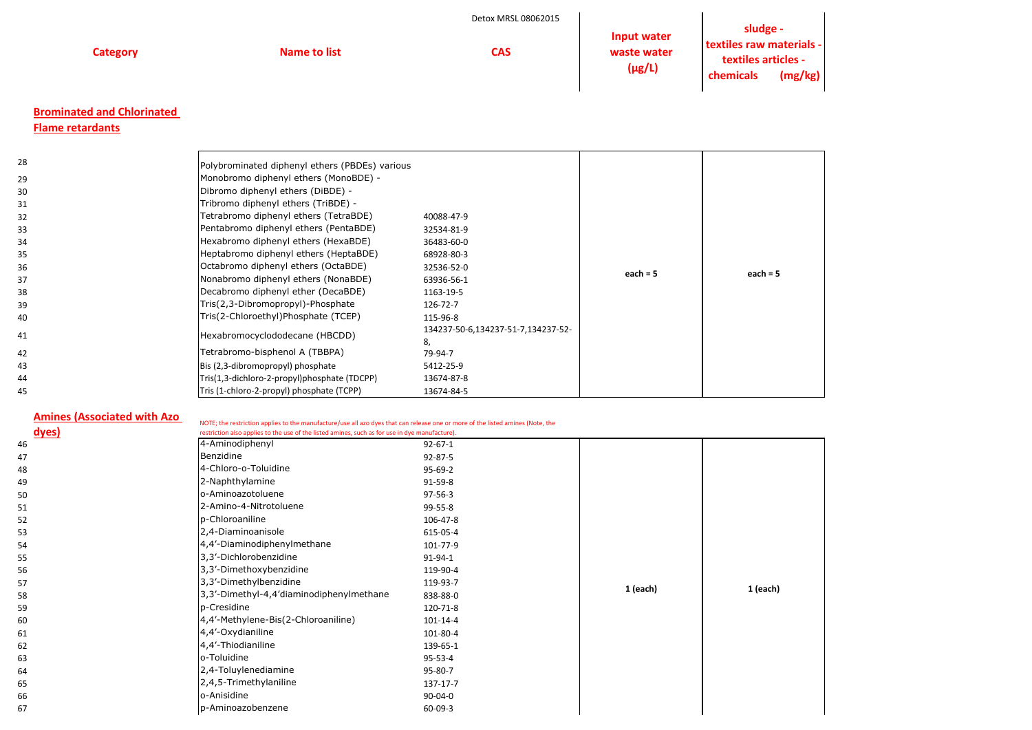Detox MRSL 08062015

| | Category | Name to list | CAS | Input water waste water (µg/L) | sludge - textiles raw materials - textiles articles - chemicals (mg/kg) |
|---|---|---|---|---|---|
| | **Brominated and Chlorinated Flame retardants** | | | | |
| 28 | | Polybrominated diphenyl ethers (PBDEs) various | | each = 5 | each = 5 |
| 29 | | Monobromo diphenyl ethers (MonoBDE) - | | | |
| 30 | | Dibromo diphenyl ethers (DiBDE) - | | | |
| 31 | | Tribromo diphenyl ethers (TriBDE) - | | | |
| 32 | | Tetrabromo diphenyl ethers (TetraBDE) | 40088-47-9 | | |
| 33 | | Pentabromo diphenyl ethers (PentaBDE) | 32534-81-9 | | |
| 34 | | Hexabromo diphenyl ethers (HexaBDE) | 36483-60-0 | | |
| 35 | | Heptabromo diphenyl ethers (HeptaBDE) | 68928-80-3 | | |
| 36 | | Octabromo diphenyl ethers (OctaBDE) | 32536-52-0 | | |
| 37 | | Nonabromo diphenyl ethers (NonaBDE) | 63936-56-1 | | |
| 38 | | Decabromo diphenyl ether (DecaBDE) | 1163-19-5 | | |
| 39 | | Tris(2,3-Dibromopropyl)-Phosphate | 126-72-7 | | |
| 40 | | Tris(2-Chloroethyl)Phosphate (TCEP) | 115-96-8 | | |
| 41 | | Hexabromocyclododecane (HBCDD) | 134237-50-6,134237-51-7,134237-52-8, | | |
| 42 | | Tetrabromo-bisphenol A (TBBPA) | 79-94-7 | | |
| 43 | | Bis (2,3-dibromopropyl) phosphate | 5412-25-9 | | |
| 44 | | Tris(1,3-dichloro-2-propyl)phosphate (TDCPP) | 13674-87-8 | | |
| 45 | | Tris (1-chloro-2-propyl) phosphate (TCPP) | 13674-84-5 | | |
| | **Amines (Associated with Azo dyes)** | NOTE; the restriction applies to the manufacture/use all azo dyes that can release one or more of the listed amines (Note, the restriction also applies to the use of the listed amines, such as for use in dye manufacture). | | | |
| 46 | | 4-Aminodiphenyl | 92-67-1 | 1 (each) | 1 (each) |
| 47 | | Benzidine | 92-87-5 | | |
| 48 | | 4-Chloro-o-Toluidine | 95-69-2 | | |
| 49 | | 2-Naphthylamine | 91-59-8 | | |
| 50 | | o-Aminoazotoluene | 97-56-3 | | |
| 51 | | 2-Amino-4-Nitrotoluene | 99-55-8 | | |
| 52 | | p-Chloroaniline | 106-47-8 | | |
| 53 | | 2,4-Diaminoanisole | 615-05-4 | | |
| 54 | | 4,4′-Diaminodiphenylmethane | 101-77-9 | | |
| 55 | | 3,3′-Dichlorobenzidine | 91-94-1 | | |
| 56 | | 3,3′-Dimethoxybenzidine | 119-90-4 | | |
| 57 | | 3,3′-Dimethylbenzidine | 119-93-7 | | |
| 58 | | 3,3′-Dimethyl-4,4′diaminodiphenylmethane | 838-88-0 | | |
| 59 | | p-Cresidine | 120-71-8 | | |
| 60 | | 4,4′-Methylene-Bis(2-Chloroaniline) | 101-14-4 | | |
| 61 | | 4,4′-Oxydianiline | 101-80-4 | | |
| 62 | | 4,4′-Thiodianiline | 139-65-1 | | |
| 63 | | o-Toluidine | 95-53-4 | | |
| 64 | | 2,4-Toluylenediamine | 95-80-7 | | |
| 65 | | 2,4,5-Trimethylaniline | 137-17-7 | | |
| 66 | | o-Anisidine | 90-04-0 | | |
| 67 | | p-Aminoazobenzene | 60-09-3 | | |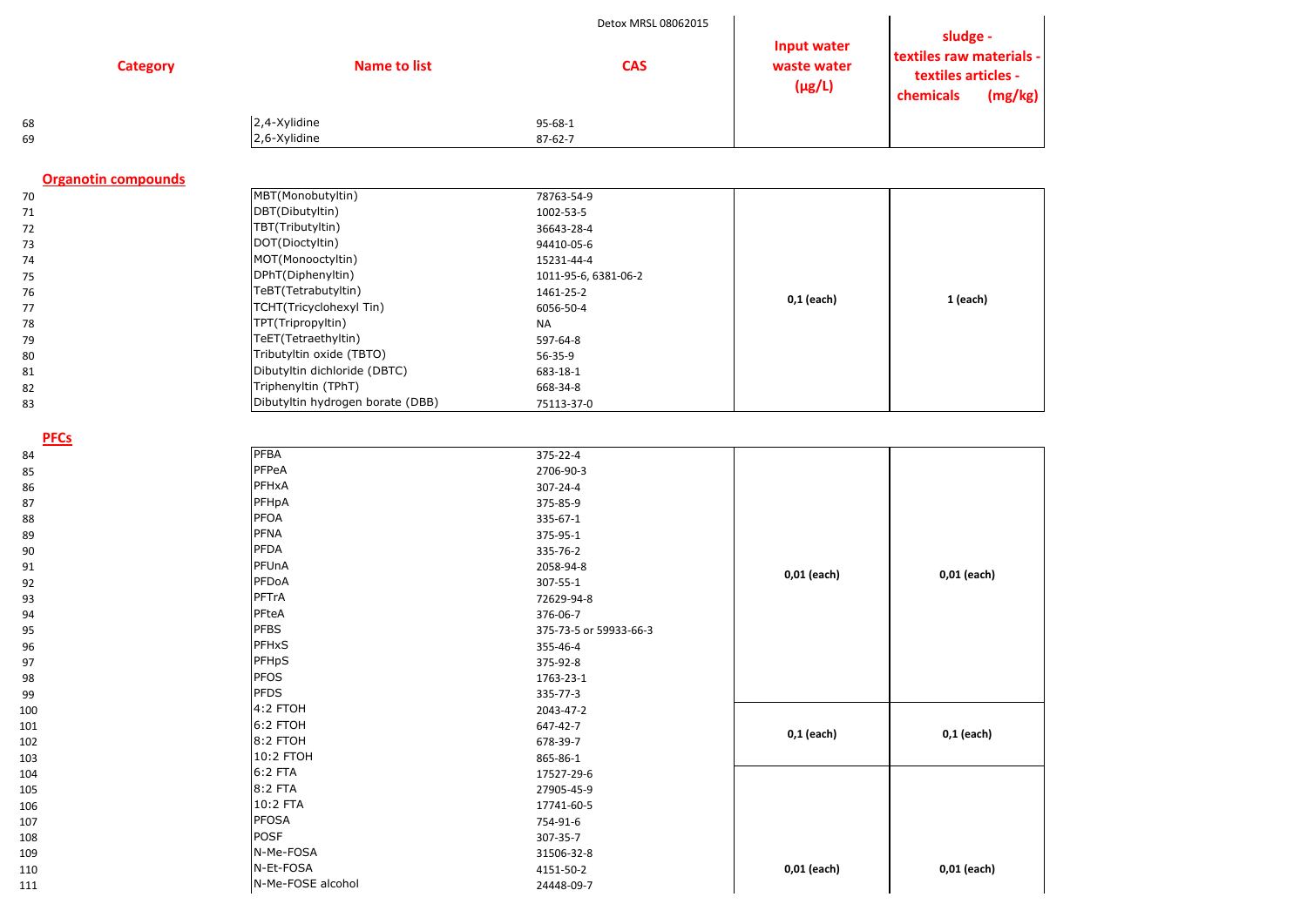| | Category | Name to list | Detox MRSL 08062015<br>CAS | Input water waste water (µg/L) | sludge - textiles raw materials - textiles articles - chemicals (mg/kg) |
|---|---|---|---|---|---|
| 68 | | 2,4-Xylidine | 95-68-1 | | |
| 69 | | 2,6-Xylidine | 87-62-7 | | |
| | **Organotin compounds** | | | | |
| 70 | | MBT(Monobutyltin) | 78763-54-9 | 0,1 (each) | 1 (each) |
| 71 | | DBT(Dibutyltin) | 1002-53-5 | | |
| 72 | | TBT(Tributyltin) | 36643-28-4 | | |
| 73 | | DOT(Dioctyltin) | 94410-05-6 | | |
| 74 | | MOT(Monooctyltin) | 15231-44-4 | | |
| 75 | | DPhT(Diphenyltin) | 1011-95-6, 6381-06-2 | | |
| 76 | | TeBT(Tetrabutyltin) | 1461-25-2 | | |
| 77 | | TCHT(Tricyclohexyl Tin) | 6056-50-4 | | |
| 78 | | TPT(Tripropyltin) | NA | | |
| 79 | | TeET(Tetraethyltin) | 597-64-8 | | |
| 80 | | Tributyltin oxide (TBTO) | 56-35-9 | | |
| 81 | | Dibutyltin dichloride (DBTC) | 683-18-1 | | |
| 82 | | Triphenyltin (TPhT) | 668-34-8 | | |
| 83 | | Dibutyltin hydrogen borate (DBB) | 75113-37-0 | | |
| | **PFCs** | | | | |
| 84 | | PFBA | 375-22-4 | 0,01 (each) | 0,01 (each) |
| 85 | | PFPeA | 2706-90-3 | | |
| 86 | | PFHxA | 307-24-4 | | |
| 87 | | PFHpA | 375-85-9 | | |
| 88 | | PFOA | 335-67-1 | | |
| 89 | | PFNA | 375-95-1 | | |
| 90 | | PFDA | 335-76-2 | | |
| 91 | | PFUnA | 2058-94-8 | | |
| 92 | | PFDoA | 307-55-1 | | |
| 93 | | PFTrA | 72629-94-8 | | |
| 94 | | PFteA | 376-06-7 | | |
| 95 | | PFBS | 375-73-5 or 59933-66-3 | | |
| 96 | | PFHxS | 355-46-4 | | |
| 97 | | PFHpS | 375-92-8 | | |
| 98 | | PFOS | 1763-23-1 | | |
| 99 | | PFDS | 335-77-3 | | |
| 100 | | 4:2 FTOH | 2043-47-2 | 0,1 (each) | 0,1 (each) |
| 101 | | 6:2 FTOH | 647-42-7 | | |
| 102 | | 8:2 FTOH | 678-39-7 | | |
| 103 | | 10:2 FTOH | 865-86-1 | | |
| 104 | | 6:2 FTA | 17527-29-6 | 0,01 (each) | 0,01 (each) |
| 105 | | 8:2 FTA | 27905-45-9 | | |
| 106 | | 10:2 FTA | 17741-60-5 | | |
| 107 | | PFOSA | 754-91-6 | | |
| 108 | | POSF | 307-35-7 | | |
| 109 | | N-Me-FOSA | 31506-32-8 | | |
| 110 | | N-Et-FOSA | 4151-50-2 | | |
| 111 | | N-Me-FOSE alcohol | 24448-09-7 | | |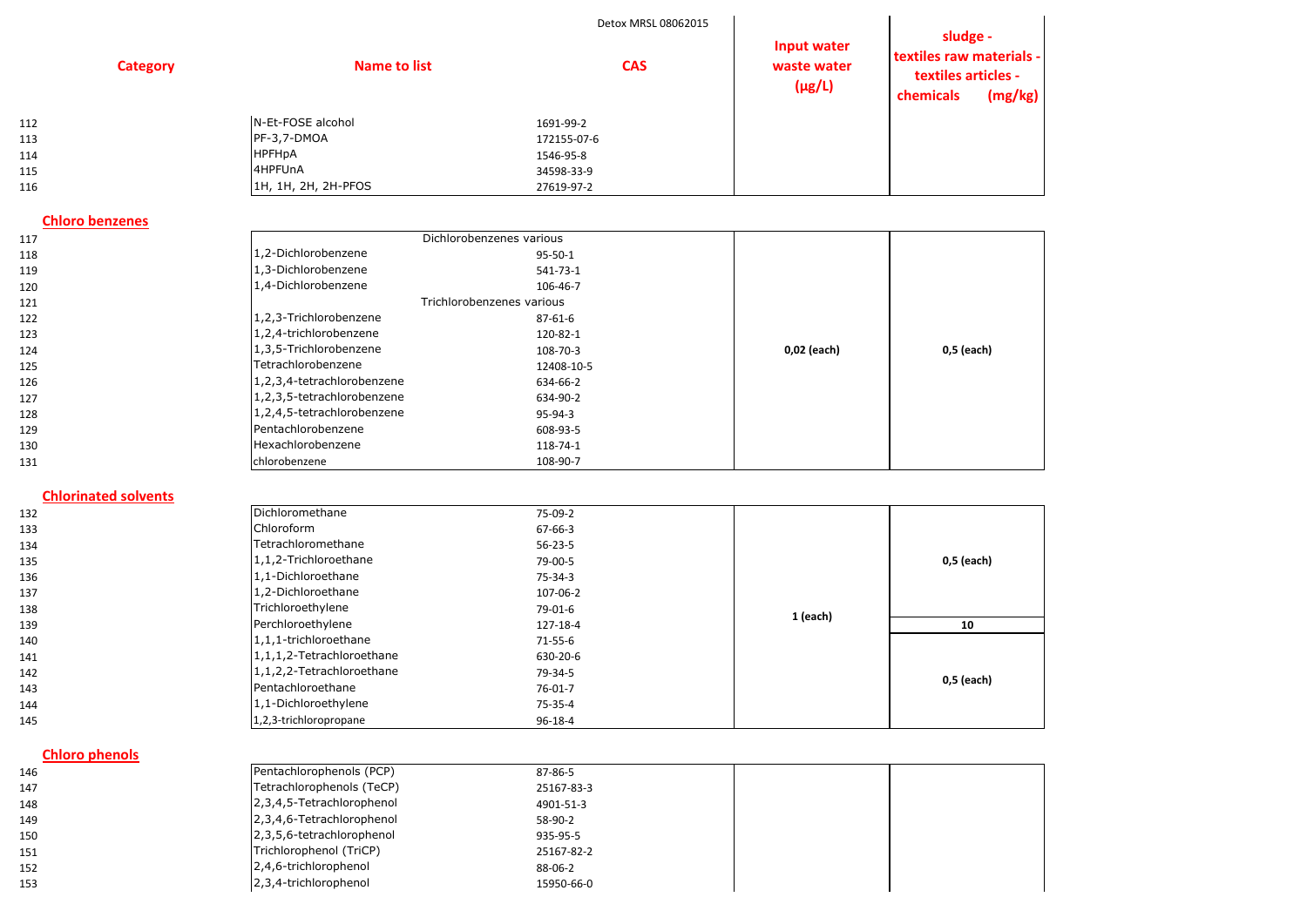Detox MRSL 08062015

| | Category | Name to list | CAS | Input water waste water (µg/L) | sludge - textiles raw materials - textiles articles - chemicals (mg/kg) |
|---|---|---|---|---|---|
| 112 | | N-Et-FOSE alcohol | 1691-99-2 | | |
| 113 | | PF-3,7-DMOA | 172155-07-6 | | |
| 114 | | HPFHpA | 1546-95-8 | | |
| 115 | | 4HPFUnA | 34598-33-9 | | |
| 116 | | 1H, 1H, 2H, 2H-PFOS | 27619-97-2 | | |
| | **Chloro benzenes** | | | | |
| 117 | | Dichlorobenzenes various | | 0,02 (each) | 0,5 (each) |
| 118 | | 1,2-Dichlorobenzene | 95-50-1 | | |
| 119 | | 1,3-Dichlorobenzene | 541-73-1 | | |
| 120 | | 1,4-Dichlorobenzene | 106-46-7 | | |
| 121 | | Trichlorobenzenes various | | | |
| 122 | | 1,2,3-Trichlorobenzene | 87-61-6 | | |
| 123 | | 1,2,4-trichlorobenzene | 120-82-1 | | |
| 124 | | 1,3,5-Trichlorobenzene | 108-70-3 | | |
| 125 | | Tetrachlorobenzene | 12408-10-5 | | |
| 126 | | 1,2,3,4-tetrachlorobenzene | 634-66-2 | | |
| 127 | | 1,2,3,5-tetrachlorobenzene | 634-90-2 | | |
| 128 | | 1,2,4,5-tetrachlorobenzene | 95-94-3 | | |
| 129 | | Pentachlorobenzene | 608-93-5 | | |
| 130 | | Hexachlorobenzene | 118-74-1 | | |
| 131 | | chlorobenzene | 108-90-7 | | |
| | **Chlorinated solvents** | | | | |
| 132 | | Dichloromethane | 75-09-2 | 1 (each) | 0,5 (each) |
| 133 | | Chloroform | 67-66-3 | | |
| 134 | | Tetrachloromethane | 56-23-5 | | |
| 135 | | 1,1,2-Trichloroethane | 79-00-5 | | |
| 136 | | 1,1-Dichloroethane | 75-34-3 | | |
| 137 | | 1,2-Dichloroethane | 107-06-2 | | |
| 138 | | Trichloroethylene | 79-01-6 | | |
| 139 | | Perchloroethylene | 127-18-4 | | 10 |
| 140 | | 1,1,1-trichloroethane | 71-55-6 | | 0,5 (each) |
| 141 | | 1,1,1,2-Tetrachloroethane | 630-20-6 | | |
| 142 | | 1,1,2,2-Tetrachloroethane | 79-34-5 | | |
| 143 | | Pentachloroethane | 76-01-7 | | |
| 144 | | 1,1-Dichloroethylene | 75-35-4 | | |
| 145 | | 1,2,3-trichloropropane | 96-18-4 | | |
| | **Chloro phenols** | | | | |
| 146 | | Pentachlorophenols (PCP) | 87-86-5 | | |
| 147 | | Tetrachlorophenols (TeCP) | 25167-83-3 | | |
| 148 | | 2,3,4,5-Tetrachlorophenol | 4901-51-3 | | |
| 149 | | 2,3,4,6-Tetrachlorophenol | 58-90-2 | | |
| 150 | | 2,3,5,6-tetrachlorophenol | 935-95-5 | | |
| 151 | | Trichlorophenol (TriCP) | 25167-82-2 | | |
| 152 | | 2,4,6-trichlorophenol | 88-06-2 | | |
| 153 | | 2,3,4-trichlorophenol | 15950-66-0 | | |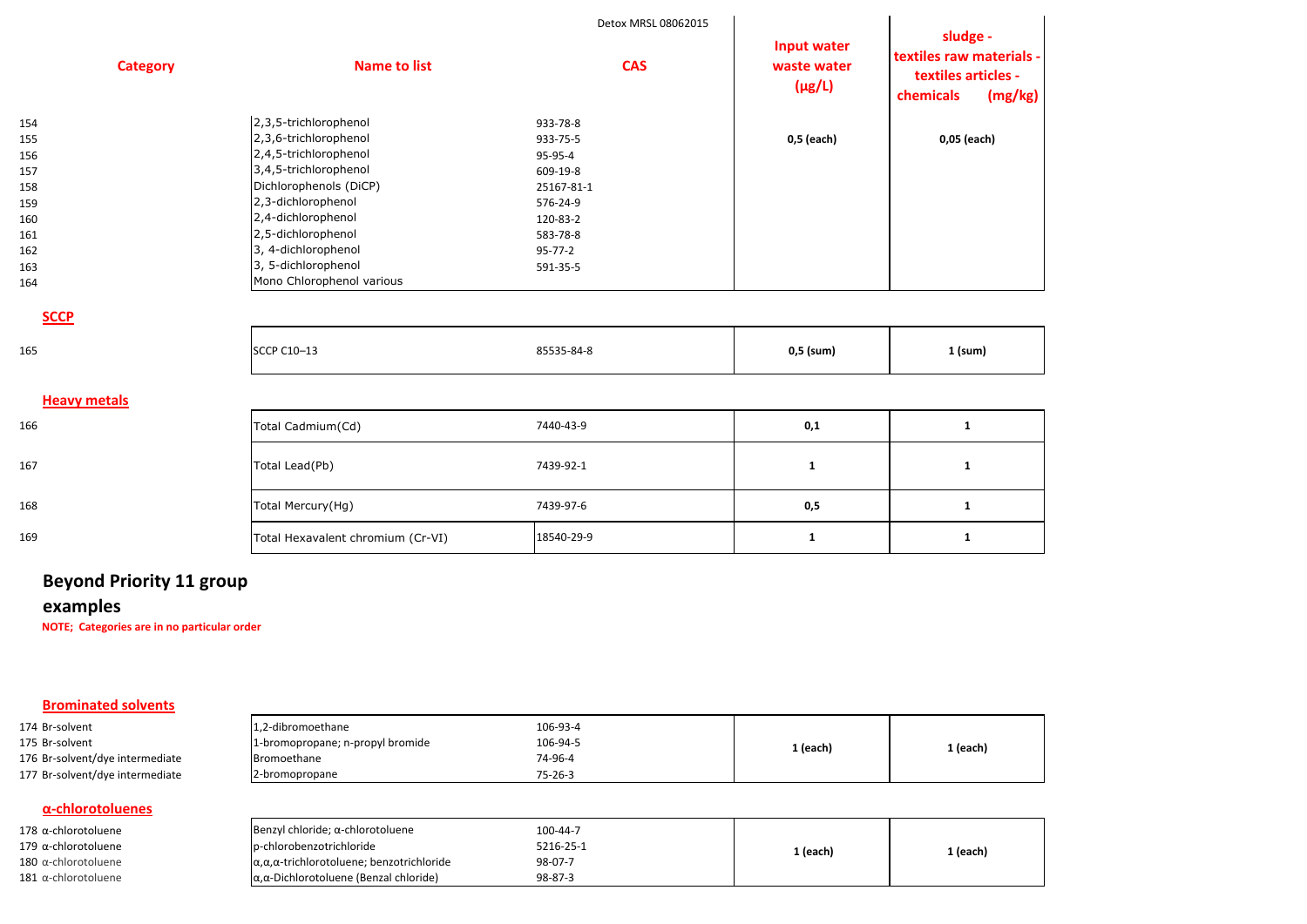Detox MRSL 08062015

| | Category | Name to list | CAS | Input water waste water (µg/L) | sludge - textiles raw materials - textiles articles - chemicals (mg/kg) |
|---|---|---|---|---|---|
| 154 | | 2,3,5-trichlorophenol | 933-78-8 | 0,5 (each) | 0,05 (each) |
| 155 | | 2,3,6-trichlorophenol | 933-75-5 | | |
| 156 | | 2,4,5-trichlorophenol | 95-95-4 | | |
| 157 | | 3,4,5-trichlorophenol | 609-19-8 | | |
| 158 | | Dichlorophenols (DiCP) | 25167-81-1 | | |
| 159 | | 2,3-dichlorophenol | 576-24-9 | | |
| 160 | | 2,4-dichlorophenol | 120-83-2 | | |
| 161 | | 2,5-dichlorophenol | 583-78-8 | | |
| 162 | | 3, 4-dichlorophenol | 95-77-2 | | |
| 163 | | 3, 5-dichlorophenol | 591-35-5 | | |
| 164 | | Mono Chlorophenol various | | | |
| | **SCCP** | | | | |
| 165 | | SCCP C10–13 | 85535-84-8 | 0,5 (sum) | 1 (sum) |
| | **Heavy metals** | | | | |
| 166 | | Total Cadmium(Cd) | 7440-43-9 | 0,1 | 1 |
| 167 | | Total Lead(Pb) | 7439-92-1 | 1 | 1 |
| 168 | | Total Mercury(Hg) | 7439-97-6 | 0,5 | 1 |
| 169 | | Total Hexavalent chromium (Cr-VI) | 18540-29-9 | 1 | 1 |

## Beyond Priority 11 group examples

**NOTE; Categories are in no particular order**

| | Category | Name to list | CAS | Input water waste water (µg/L) | sludge - textiles raw materials - textiles articles - chemicals (mg/kg) |
|---|---|---|---|---|---|
| | **Brominated solvents** | | | | |
| 174 | Br-solvent | 1,2-dibromoethane | 106-93-4 | 1 (each) | 1 (each) |
| 175 | Br-solvent | 1-bromopropane; n-propyl bromide | 106-94-5 | | |
| 176 | Br-solvent/dye intermediate | Bromoethane | 74-96-4 | | |
| 177 | Br-solvent/dye intermediate | 2-bromopropane | 75-26-3 | | |
| | **α-chlorotoluenes** | | | | |
| 178 | α-chlorotoluene | Benzyl chloride; α-chlorotoluene | 100-44-7 | 1 (each) | 1 (each) |
| 179 | α-chlorotoluene | p-chlorobenzotrichloride | 5216-25-1 | | |
| 180 | α-chlorotoluene | α,α,α-trichlorotoluene; benzotrichloride | 98-07-7 | | |
| 181 | α-chlorotoluene | α,α-Dichlorotoluene (Benzal chloride) | 98-87-3 | | |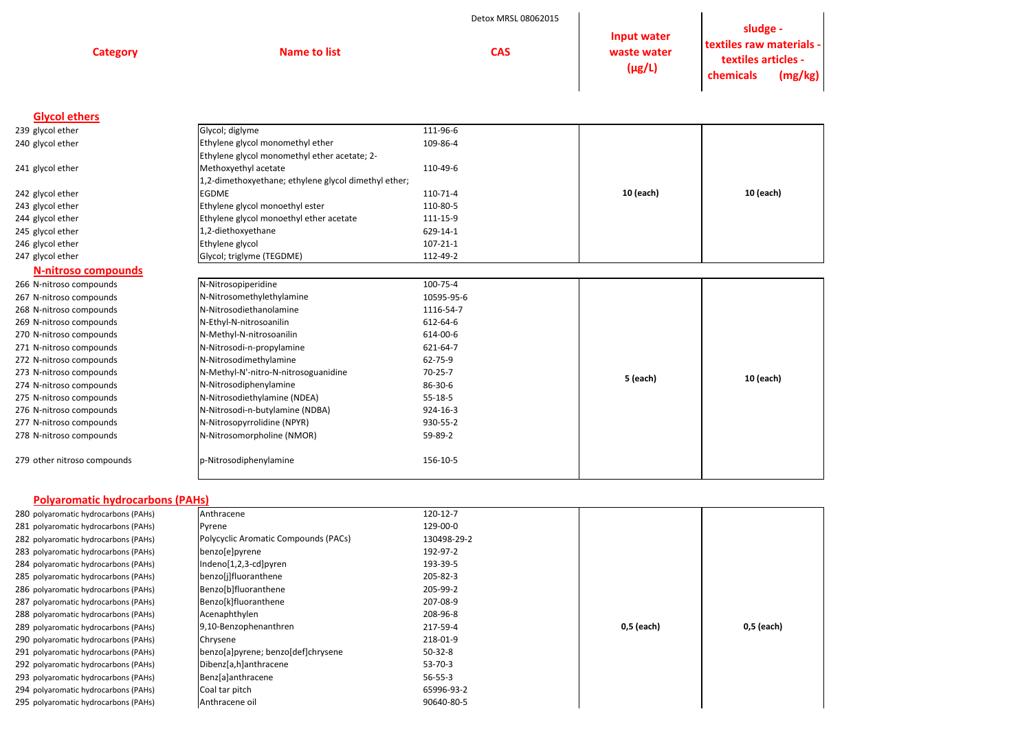Detox MRSL 08062015

| | Category | Name to list | CAS | Input water waste water (µg/L) | sludge - textiles raw materials - textiles articles - chemicals (mg/kg) |
|---|---|---|---|---|---|
| | **Glycol ethers** | | | | |
| 239 | glycol ether | Glycol; diglyme | 111-96-6 | 10 (each) | 10 (each) |
| 240 | glycol ether | Ethylene glycol monomethyl ether | 109-86-4 | | |
| 241 | glycol ether | Ethylene glycol monomethyl ether acetate; 2-Methoxyethyl acetate | 110-49-6 | | |
| 242 | glycol ether | 1,2-dimethoxyethane; ethylene glycol dimethyl ether; EGDME | 110-71-4 | | |
| 243 | glycol ether | Ethylene glycol monoethyl ester | 110-80-5 | | |
| 244 | glycol ether | Ethylene glycol monoethyl ether acetate | 111-15-9 | | |
| 245 | glycol ether | 1,2-diethoxyethane | 629-14-1 | | |
| 246 | glycol ether | Ethylene glycol | 107-21-1 | | |
| 247 | glycol ether | Glycol; triglyme (TEGDME) | 112-49-2 | | |
| | **N-nitroso compounds** | | | | |
| 266 | N-nitroso compounds | N-Nitrosopiperidine | 100-75-4 | 5 (each) | 10 (each) |
| 267 | N-nitroso compounds | N-Nitrosomethylethylamine | 10595-95-6 | | |
| 268 | N-nitroso compounds | N-Nitrosodiethanolamine | 1116-54-7 | | |
| 269 | N-nitroso compounds | N-Ethyl-N-nitrosoanilin | 612-64-6 | | |
| 270 | N-nitroso compounds | N-Methyl-N-nitrosoanilin | 614-00-6 | | |
| 271 | N-nitroso compounds | N-Nitrosodi-n-propylamine | 621-64-7 | | |
| 272 | N-nitroso compounds | N-Nitrosodimethylamine | 62-75-9 | | |
| 273 | N-nitroso compounds | N-Methyl-N'-nitro-N-nitrosoguanidine | 70-25-7 | | |
| 274 | N-nitroso compounds | N-Nitrosodiphenylamine | 86-30-6 | | |
| 275 | N-nitroso compounds | N-Nitrosodiethylamine (NDEA) | 55-18-5 | | |
| 276 | N-nitroso compounds | N-Nitrosodi-n-butylamine (NDBA) | 924-16-3 | | |
| 277 | N-nitroso compounds | N-Nitrosopyrrolidine (NPYR) | 930-55-2 | | |
| 278 | N-nitroso compounds | N-Nitrosomorpholine (NMOR) | 59-89-2 | | |
| 279 | other nitroso compounds | p-Nitrosodiphenylamine | 156-10-5 | | |
| | **Polyaromatic hydrocarbons (PAHs)** | | | | |
| 280 | polyaromatic hydrocarbons (PAHs) | Anthracene | 120-12-7 | 0,5 (each) | 0,5 (each) |
| 281 | polyaromatic hydrocarbons (PAHs) | Pyrene | 129-00-0 | | |
| 282 | polyaromatic hydrocarbons (PAHs) | Polycyclic Aromatic Compounds (PACs) | 130498-29-2 | | |
| 283 | polyaromatic hydrocarbons (PAHs) | benzo[e]pyrene | 192-97-2 | | |
| 284 | polyaromatic hydrocarbons (PAHs) | Indeno[1,2,3-cd]pyren | 193-39-5 | | |
| 285 | polyaromatic hydrocarbons (PAHs) | benzo[j]fluoranthene | 205-82-3 | | |
| 286 | polyaromatic hydrocarbons (PAHs) | Benzo[b]fluoranthene | 205-99-2 | | |
| 287 | polyaromatic hydrocarbons (PAHs) | Benzo[k]fluoranthene | 207-08-9 | | |
| 288 | polyaromatic hydrocarbons (PAHs) | Acenaphthylen | 208-96-8 | | |
| 289 | polyaromatic hydrocarbons (PAHs) | 9,10-Benzophenanthren | 217-59-4 | | |
| 290 | polyaromatic hydrocarbons (PAHs) | Chrysene | 218-01-9 | | |
| 291 | polyaromatic hydrocarbons (PAHs) | benzo[a]pyrene; benzo[def]chrysene | 50-32-8 | | |
| 292 | polyaromatic hydrocarbons (PAHs) | Dibenz[a,h]anthracene | 53-70-3 | | |
| 293 | polyaromatic hydrocarbons (PAHs) | Benz[a]anthracene | 56-55-3 | | |
| 294 | polyaromatic hydrocarbons (PAHs) | Coal tar pitch | 65996-93-2 | | |
| 295 | polyaromatic hydrocarbons (PAHs) | Anthracene oil | 90640-80-5 | | |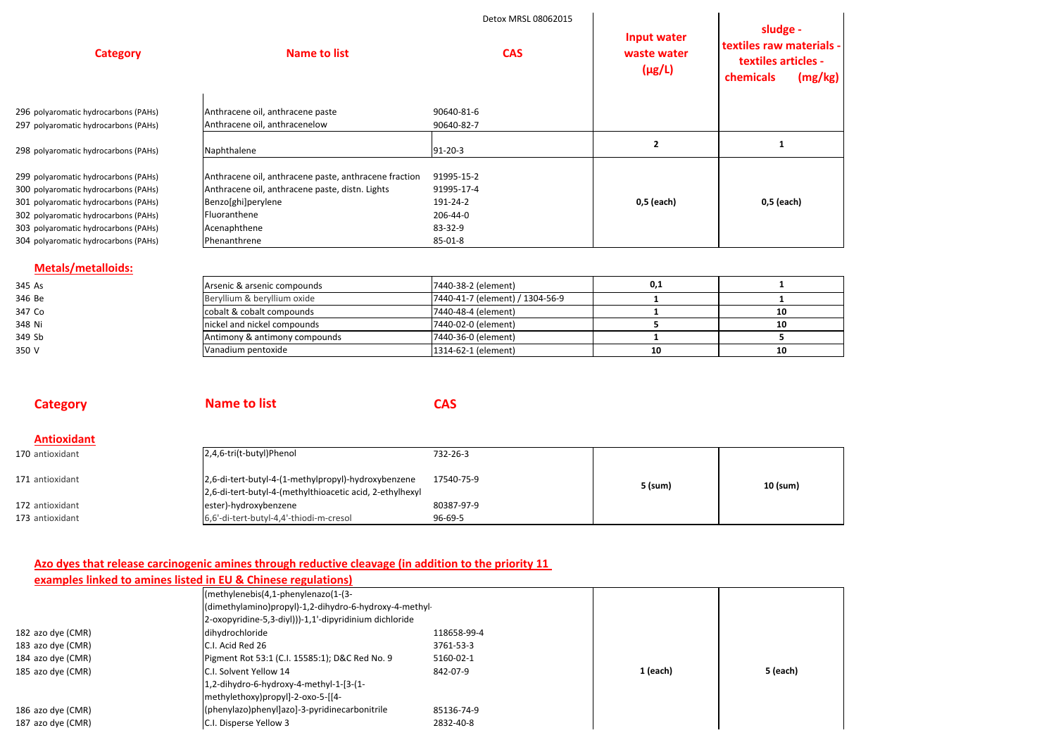Detox MRSL 08062015

| Category | Name to list | CAS | Input water waste water (µg/L) | sludge - textiles raw materials - textiles articles - chemicals (mg/kg) |
|---|---|---|---|---|
| 296 polyaromatic hydrocarbons (PAHs) | Anthracene oil, anthracene paste | 90640-81-6 | | |
| 297 polyaromatic hydrocarbons (PAHs) | Anthracene oil, anthracenelow | 90640-82-7 | | |
| 298 polyaromatic hydrocarbons (PAHs) | Naphthalene | 91-20-3 | 2 | 1 |
| 299 polyaromatic hydrocarbons (PAHs) | Anthracene oil, anthracene paste, anthracene fraction | 91995-15-2 | 0,5 (each) | 0,5 (each) |
| 300 polyaromatic hydrocarbons (PAHs) | Anthracene oil, anthracene paste, distn. Lights | 91995-17-4 | | |
| 301 polyaromatic hydrocarbons (PAHs) | Benzo[ghi]perylene | 191-24-2 | | |
| 302 polyaromatic hydrocarbons (PAHs) | Fluoranthene | 206-44-0 | | |
| 303 polyaromatic hydrocarbons (PAHs) | Acenaphthene | 83-32-9 | | |
| 304 polyaromatic hydrocarbons (PAHs) | Phenanthrene | 85-01-8 | | |

## Metals/metalloids:

| Category | Name to list | CAS | Input water waste water (µg/L) | sludge - textiles raw materials - textiles articles - chemicals (mg/kg) |
|---|---|---|---|---|
| 345 As | Arsenic & arsenic compounds | 7440-38-2 (element) | 0,1 | 1 |
| 346 Be | Beryllium & beryllium oxide | 7440-41-7 (element) / 1304-56-9 | 1 | 1 |
| 347 Co | cobalt & cobalt compounds | 7440-48-4 (element) | 1 | 10 |
| 348 Ni | nickel and nickel compounds | 7440-02-0 (element) | 5 | 10 |
| 349 Sb | Antimony & antimony compounds | 7440-36-0 (element) | 1 | 5 |
| 350 V | Vanadium pentoxide | 1314-62-1 (element) | 10 | 10 |

| Category | Name to list | CAS | | |
|---|---|---|---|---|

## Antioxidant

| Category | Name to list | CAS | Input water waste water (µg/L) | sludge - textiles raw materials - textiles articles - chemicals (mg/kg) |
|---|---|---|---|---|
| 170 antioxidant | 2,4,6-tri(t-butyl)Phenol | 732-26-3 | 5 (sum) | 10 (sum) |
| 171 antioxidant | 2,6-di-tert-butyl-4-(1-methylpropyl)-hydroxybenzene | 17540-75-9 | | |
| 172 antioxidant | 2,6-di-tert-butyl-4-(methylthioacetic acid, 2-ethylhexyl ester)-hydroxybenzene | 80387-97-9 | | |
| 173 antioxidant | 6,6'-di-tert-butyl-4,4'-thiodi-m-cresol | 96-69-5 | | |

## Azo dyes that release carcinogenic amines through reductive cleavage (in addition to the priority 11 examples linked to amines listed in EU & Chinese regulations)

| Category | Name to list | CAS | Input water waste water (µg/L) | sludge - textiles raw materials - textiles articles - chemicals (mg/kg) |
|---|---|---|---|---|
| 182 azo dye (CMR) | (methylenebis(4,1-phenylenazo(1-(3-(dimethylamino)propyl)-1,2-dihydro-6-hydroxy-4-methyl-2-oxopyridine-5,3-diyl)))-1,1'-dipyridinium dichloride dihydrochloride | 118658-99-4 | 1 (each) | 5 (each) |
| 183 azo dye (CMR) | C.I. Acid Red 26 | 3761-53-3 | | |
| 184 azo dye (CMR) | Pigment Rot 53:1 (C.I. 15585:1); D&C Red No. 9 | 5160-02-1 | | |
| 185 azo dye (CMR) | C.I. Solvent Yellow 14 | 842-07-9 | | |
| 186 azo dye (CMR) | 1,2-dihydro-6-hydroxy-4-methyl-1-[3-(1-methylethoxy)propyl]-2-oxo-5-[[4-(phenylazo)phenyl]azo]-3-pyridinecarbonitrile | 85136-74-9 | | |
| 187 azo dye (CMR) | C.I. Disperse Yellow 3 | 2832-40-8 | | |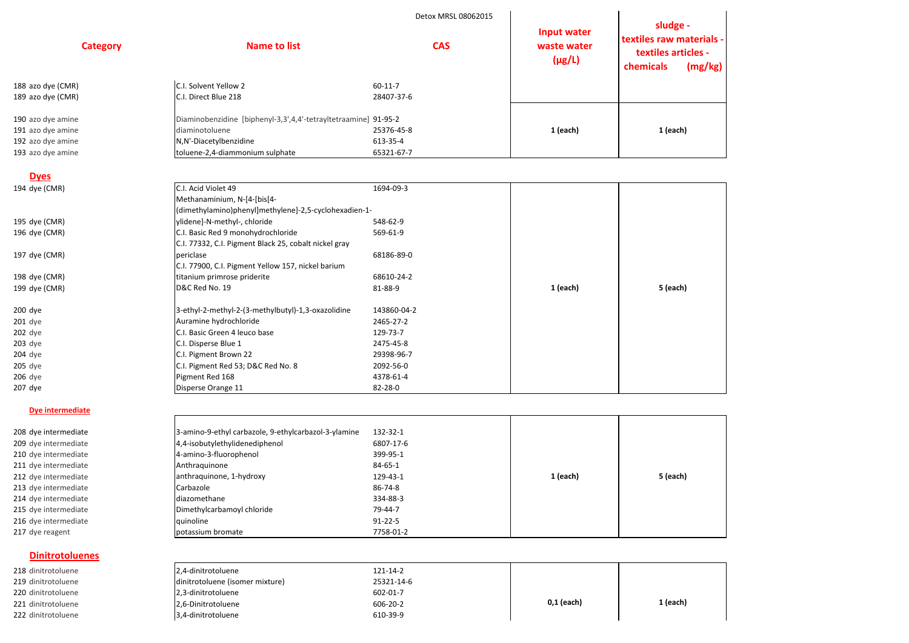Detox MRSL 08062015

| Category | Name to list | CAS | Input water waste water (µg/L) | sludge - textiles raw materials - textiles articles - chemicals (mg/kg) |
|---|---|---|---|---|
| 188 azo dye (CMR) | C.I. Solvent Yellow 2 | 60-11-7 | | |
| 189 azo dye (CMR) | C.I. Direct Blue 218 | 28407-37-6 | | |
| 190 azo dye amine | Diaminobenzidine [biphenyl-3,3',4,4'-tetrayltetraamine] | 91-95-2 | 1 (each) | 1 (each) |
| 191 azo dye amine | diaminotoluene | 25376-45-8 | | |
| 192 azo dye amine | N,N'-Diacetylbenzidine | 613-35-4 | | |
| 193 azo dye amine | toluene-2,4-diammonium sulphate | 65321-67-7 | | |
| **Dyes** | | | | |
| 194 dye (CMR) | C.I. Acid Violet 49 | 1694-09-3 | 1 (each) | 5 (each) |
| 195 dye (CMR) | Methanaminium, N-[4-[bis[4-(dimethylamino)phenyl]methylene]-2,5-cyclohexadien-1-ylidene]-N-methyl-, chloride | 548-62-9 | | |
| 196 dye (CMR) | C.I. Basic Red 9 monohydrochloride | 569-61-9 | | |
| 197 dye (CMR) | C.I. 77332, C.I. Pigment Black 25, cobalt nickel gray periclase | 68186-89-0 | | |
| 198 dye (CMR) | C.I. 77900, C.I. Pigment Yellow 157, nickel barium titanium primrose priderite | 68610-24-2 | | |
| 199 dye (CMR) | D&C Red No. 19 | 81-88-9 | | |
| 200 dye | 3-ethyl-2-methyl-2-(3-methylbutyl)-1,3-oxazolidine | 143860-04-2 | | |
| 201 dye | Auramine hydrochloride | 2465-27-2 | | |
| 202 dye | C.I. Basic Green 4 leuco base | 129-73-7 | | |
| 203 dye | C.I. Disperse Blue 1 | 2475-45-8 | | |
| 204 dye | C.I. Pigment Brown 22 | 29398-96-7 | | |
| 205 dye | C.I. Pigment Red 53; D&C Red No. 8 | 2092-56-0 | | |
| 206 dye | Pigment Red 168 | 4378-61-4 | | |
| 207 dye | Disperse Orange 11 | 82-28-0 | | |
| **Dye intermediate** | | | | |
| 208 dye intermediate | 3-amino-9-ethyl carbazole, 9-ethylcarbazol-3-ylamine | 132-32-1 | 1 (each) | 5 (each) |
| 209 dye intermediate | 4,4-isobutylethylidenediphenol | 6807-17-6 | | |
| 210 dye intermediate | 4-amino-3-fluorophenol | 399-95-1 | | |
| 211 dye intermediate | Anthraquinone | 84-65-1 | | |
| 212 dye intermediate | anthraquinone, 1-hydroxy | 129-43-1 | | |
| 213 dye intermediate | Carbazole | 86-74-8 | | |
| 214 dye intermediate | diazomethane | 334-88-3 | | |
| 215 dye intermediate | Dimethylcarbamoyl chloride | 79-44-7 | | |
| 216 dye intermediate | quinoline | 91-22-5 | | |
| 217 dye reagent | potassium bromate | 7758-01-2 | | |
| **Dinitrotoluenes** | | | | |
| 218 dinitrotoluene | 2,4-dinitrotoluene | 121-14-2 | 0,1 (each) | 1 (each) |
| 219 dinitrotoluene | dinitrotoluene (isomer mixture) | 25321-14-6 | | |
| 220 dinitrotoluene | 2,3-dinitrotoluene | 602-01-7 | | |
| 221 dinitrotoluene | 2,6-Dinitrotoluene | 606-20-2 | | |
| 222 dinitrotoluene | 3,4-dinitrotoluene | 610-39-9 | | |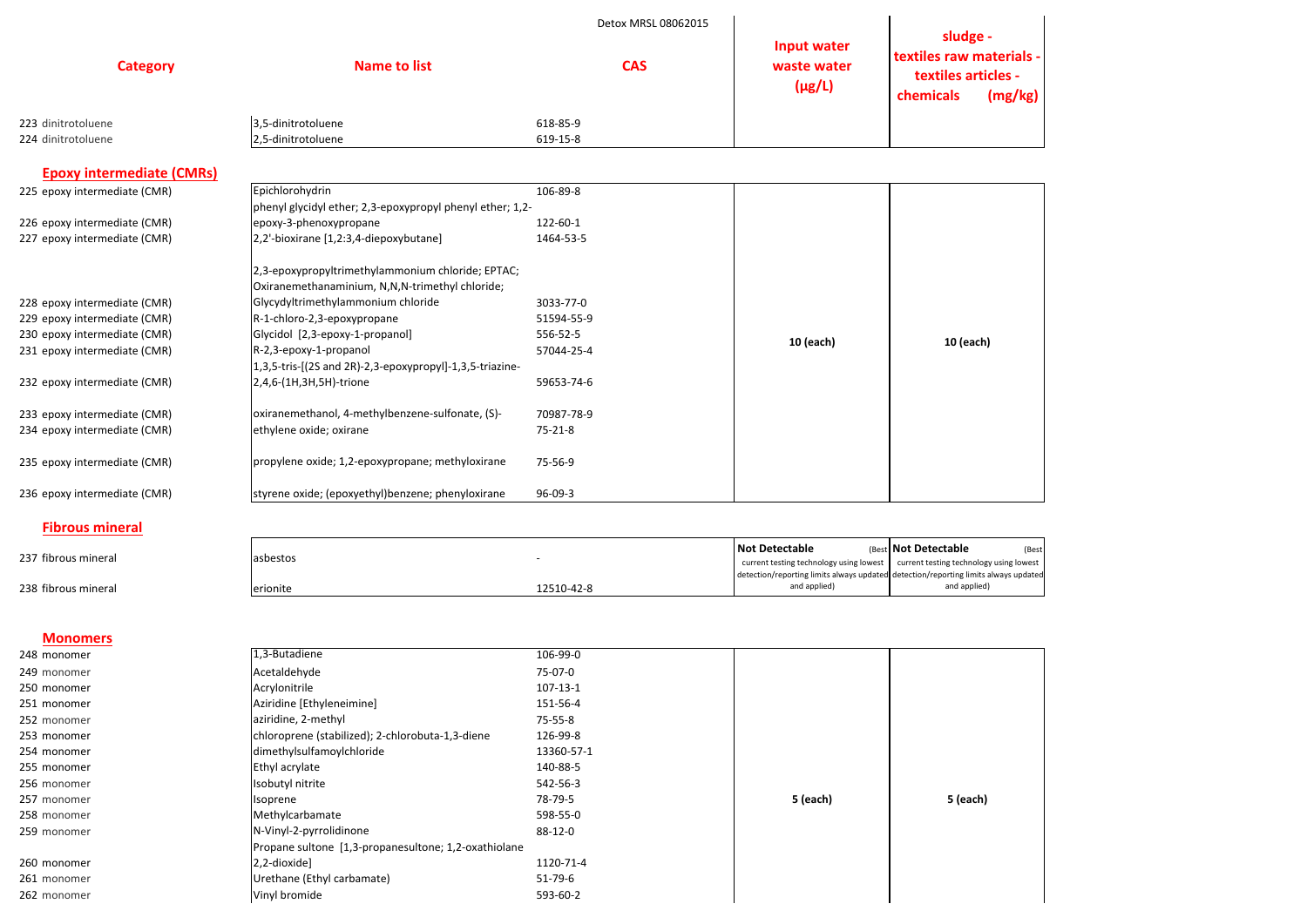Detox MRSL 08062015

| | Category | Name to list | CAS | Input water waste water (µg/L) | sludge - textiles raw materials - textiles articles - chemicals (mg/kg) |
|---|---|---|---|---|---|
| 223 | dinitrotoluene | 3,5-dinitrotoluene | 618-85-9 | | |
| 224 | dinitrotoluene | 2,5-dinitrotoluene | 619-15-8 | | |

## Epoxy intermediate (CMRs)

| | Category | Name to list | CAS | Input water waste water (µg/L) | sludge - textiles raw materials - textiles articles - chemicals (mg/kg) |
|---|---|---|---|---|---|
| 225 | epoxy intermediate (CMR) | Epichlorohydrin | 106-89-8 | 10 (each) | 10 (each) |
| 226 | epoxy intermediate (CMR) | phenyl glycidyl ether; 2,3-epoxypropyl phenyl ether; 1,2-epoxy-3-phenoxypropane | 122-60-1 | | |
| 227 | epoxy intermediate (CMR) | 2,2'-bioxirane [1,2:3,4-diepoxybutane] | 1464-53-5 | | |
| 228 | epoxy intermediate (CMR) | 2,3-epoxypropyltrimethylammonium chloride; EPTAC; Oxiranemethanaminium, N,N,N-trimethyl chloride; Glycydyltrimethylammonium chloride | 3033-77-0 | | |
| 229 | epoxy intermediate (CMR) | R-1-chloro-2,3-epoxypropane | 51594-55-9 | | |
| 230 | epoxy intermediate (CMR) | Glycidol [2,3-epoxy-1-propanol] | 556-52-5 | | |
| 231 | epoxy intermediate (CMR) | R-2,3-epoxy-1-propanol | 57044-25-4 | | |
| 232 | epoxy intermediate (CMR) | 1,3,5-tris-[(2S and 2R)-2,3-epoxypropyl]-1,3,5-triazine-2,4,6-(1H,3H,5H)-trione | 59653-74-6 | | |
| 233 | epoxy intermediate (CMR) | oxiranemethanol, 4-methylbenzene-sulfonate, (S)- | 70987-78-9 | | |
| 234 | epoxy intermediate (CMR) | ethylene oxide; oxirane | 75-21-8 | | |
| 235 | epoxy intermediate (CMR) | propylene oxide; 1,2-epoxypropane; methyloxirane | 75-56-9 | | |
| 236 | epoxy intermediate (CMR) | styrene oxide; (epoxyethyl)benzene; phenyloxirane | 96-09-3 | | |

## Fibrous mineral

| | Category | Name to list | CAS | Input water waste water (µg/L) | sludge - textiles raw materials - textiles articles - chemicals (mg/kg) |
|---|---|---|---|---|---|
| 237 | fibrous mineral | asbestos | - | **Not Detectable** (Best current testing technology using lowest detection/reporting limits always updated and applied) | **Not Detectable** (Best current testing technology using lowest detection/reporting limits always updated and applied) |
| 238 | fibrous mineral | erionite | 12510-42-8 | | |

## Monomers

| | Category | Name to list | CAS | Input water waste water (µg/L) | sludge - textiles raw materials - textiles articles - chemicals (mg/kg) |
|---|---|---|---|---|---|
| 248 | monomer | 1,3-Butadiene | 106-99-0 | 5 (each) | 5 (each) |
| 249 | monomer | Acetaldehyde | 75-07-0 | | |
| 250 | monomer | Acrylonitrile | 107-13-1 | | |
| 251 | monomer | Aziridine [Ethyleneimine] | 151-56-4 | | |
| 252 | monomer | aziridine, 2-methyl | 75-55-8 | | |
| 253 | monomer | chloroprene (stabilized); 2-chlorobuta-1,3-diene | 126-99-8 | | |
| 254 | monomer | dimethylsulfamoylchloride | 13360-57-1 | | |
| 255 | monomer | Ethyl acrylate | 140-88-5 | | |
| 256 | monomer | Isobutyl nitrite | 542-56-3 | | |
| 257 | monomer | Isoprene | 78-79-5 | | |
| 258 | monomer | Methylcarbamate | 598-55-0 | | |
| 259 | monomer | N-Vinyl-2-pyrrolidinone | 88-12-0 | | |
| 260 | monomer | Propane sultone [1,3-propanesultone; 1,2-oxathiolane 2,2-dioxide] | 1120-71-4 | | |
| 261 | monomer | Urethane (Ethyl carbamate) | 51-79-6 | | |
| 262 | monomer | Vinyl bromide | 593-60-2 | | |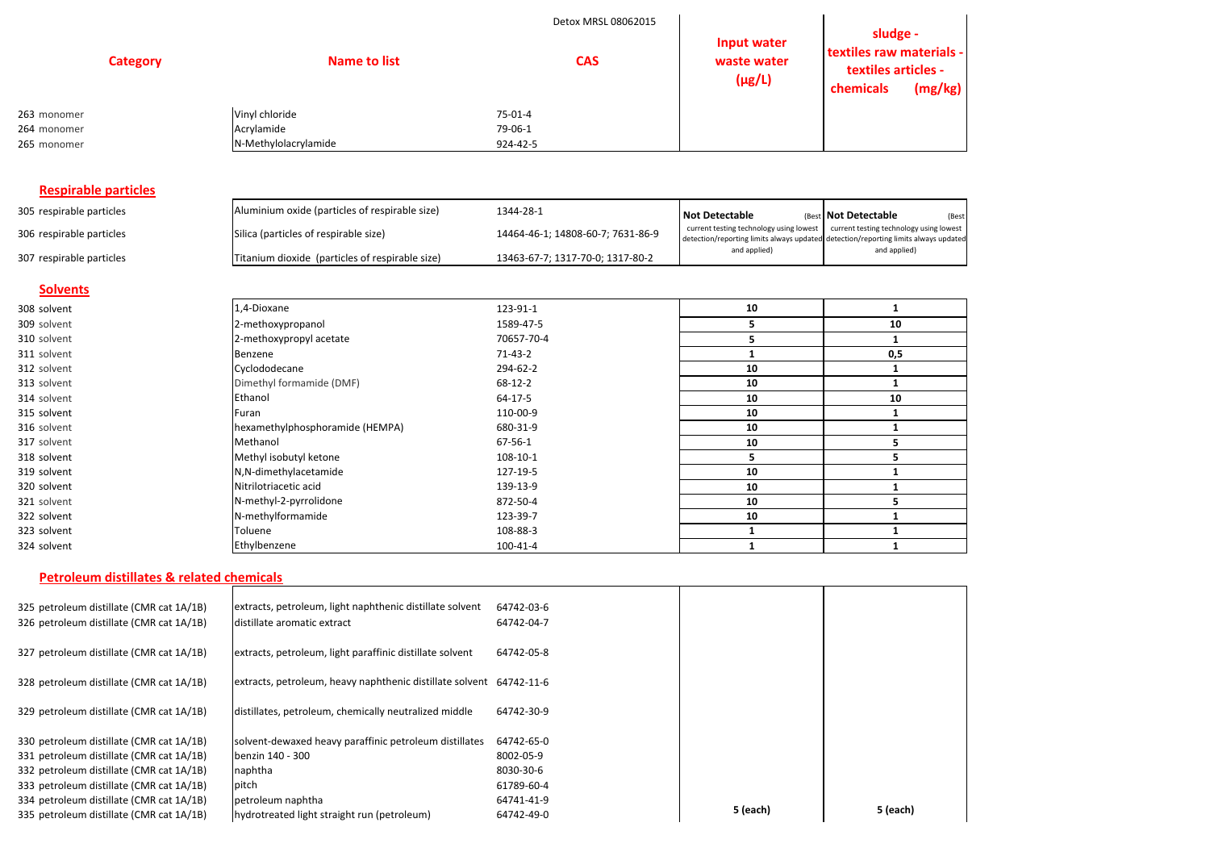Detox MRSL 08062015

| | Category | Name to list | CAS | Input water waste water (µg/L) | sludge - textiles raw materials - textiles articles - chemicals (mg/kg) |
|---|---|---|---|---|---|
| 263 | monomer | Vinyl chloride | 75-01-4 | | |
| 264 | monomer | Acrylamide | 79-06-1 | | |
| 265 | monomer | N-Methylolacrylamide | 924-42-5 | | |

## Respirable particles

| | Category | Name to list | CAS | Input water waste water (µg/L) | sludge - textiles raw materials - textiles articles - chemicals (mg/kg) |
|---|---|---|---|---|---|
| 305 | respirable particles | Aluminium oxide (particles of respirable size) | 1344-28-1 | **Not Detectable** (Best current testing technology using lowest detection/reporting limits always updated and applied) | **Not Detectable** (Best current testing technology using lowest detection/reporting limits always updated and applied) |
| 306 | respirable particles | Silica (particles of respirable size) | 14464-46-1; 14808-60-7; 7631-86-9 | | |
| 307 | respirable particles | Titanium dioxide (particles of respirable size) | 13463-67-7; 1317-70-0; 1317-80-2 | | |

## Solvents

| | Category | Name to list | CAS | Input water waste water (µg/L) | sludge - textiles raw materials - textiles articles - chemicals (mg/kg) |
|---|---|---|---|---|---|
| 308 | solvent | 1,4-Dioxane | 123-91-1 | **10** | **1** |
| 309 | solvent | 2-methoxypropanol | 1589-47-5 | **5** | **10** |
| 310 | solvent | 2-methoxypropyl acetate | 70657-70-4 | **5** | **1** |
| 311 | solvent | Benzene | 71-43-2 | **1** | **0,5** |
| 312 | solvent | Cyclododecane | 294-62-2 | **10** | **1** |
| 313 | solvent | Dimethyl formamide (DMF) | 68-12-2 | **10** | **1** |
| 314 | solvent | Ethanol | 64-17-5 | **10** | **10** |
| 315 | solvent | Furan | 110-00-9 | **10** | **1** |
| 316 | solvent | hexamethylphosphoramide (HEMPA) | 680-31-9 | **10** | **1** |
| 317 | solvent | Methanol | 67-56-1 | **10** | **5** |
| 318 | solvent | Methyl isobutyl ketone | 108-10-1 | **5** | **5** |
| 319 | solvent | N,N-dimethylacetamide | 127-19-5 | **10** | **1** |
| 320 | solvent | Nitrilotriacetic acid | 139-13-9 | **10** | **1** |
| 321 | solvent | N-methyl-2-pyrrolidone | 872-50-4 | **10** | **5** |
| 322 | solvent | N-methylformamide | 123-39-7 | **10** | **1** |
| 323 | solvent | Toluene | 108-88-3 | **1** | **1** |
| 324 | solvent | Ethylbenzene | 100-41-4 | **1** | **1** |

## Petroleum distillates & related chemicals

| | Category | Name to list | CAS | Input water waste water (µg/L) | sludge - textiles raw materials - textiles articles - chemicals (mg/kg) |
|---|---|---|---|---|---|
| 325 | petroleum distillate (CMR cat 1A/1B) | extracts, petroleum, light naphthenic distillate solvent | 64742-03-6 | | |
| 326 | petroleum distillate (CMR cat 1A/1B) | distillate aromatic extract | 64742-04-7 | | |
| 327 | petroleum distillate (CMR cat 1A/1B) | extracts, petroleum, light paraffinic distillate solvent | 64742-05-8 | | |
| 328 | petroleum distillate (CMR cat 1A/1B) | extracts, petroleum, heavy naphthenic distillate solvent | 64742-11-6 | | |
| 329 | petroleum distillate (CMR cat 1A/1B) | distillates, petroleum, chemically neutralized middle | 64742-30-9 | | |
| 330 | petroleum distillate (CMR cat 1A/1B) | solvent-dewaxed heavy paraffinic petroleum distillates | 64742-65-0 | | |
| 331 | petroleum distillate (CMR cat 1A/1B) | benzin 140 - 300 | 8002-05-9 | | |
| 332 | petroleum distillate (CMR cat 1A/1B) | naphtha | 8030-30-6 | | |
| 333 | petroleum distillate (CMR cat 1A/1B) | pitch | 61789-60-4 | | |
| 334 | petroleum distillate (CMR cat 1A/1B) | petroleum naphtha | 64741-41-9 | | |
| 335 | petroleum distillate (CMR cat 1A/1B) | hydrotreated light straight run (petroleum) | 64742-49-0 | **5 (each)** | **5 (each)** |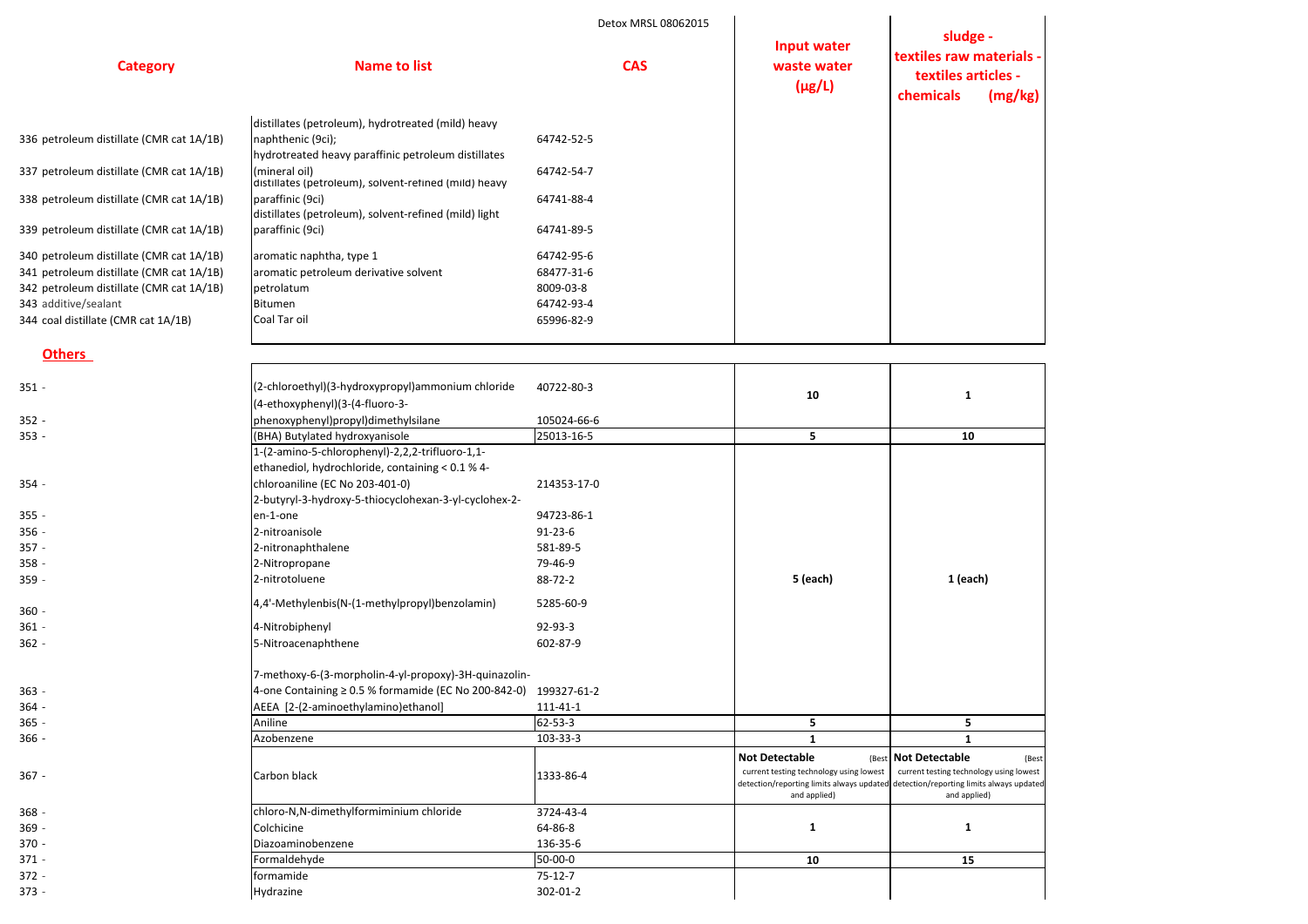Detox MRSL 08062015

| Category | Name to list | CAS | Input water waste water (µg/L) | sludge - textiles raw materials - textiles articles - chemicals (mg/kg) |
|---|---|---|---|---|
| 336 petroleum distillate (CMR cat 1A/1B) | distillates (petroleum), hydrotreated (mild) heavy naphthenic (9ci); | 64742-52-5 | | |
| 337 petroleum distillate (CMR cat 1A/1B) | hydrotreated heavy paraffinic petroleum distillates (mineral oil) | 64742-54-7 | | |
| 338 petroleum distillate (CMR cat 1A/1B) | distillates (petroleum), solvent-refined (mild) heavy paraffinic (9ci) | 64741-88-4 | | |
| 339 petroleum distillate (CMR cat 1A/1B) | distillates (petroleum), solvent-refined (mild) light paraffinic (9ci) | 64741-89-5 | | |
| 340 petroleum distillate (CMR cat 1A/1B) | aromatic naphtha, type 1 | 64742-95-6 | | |
| 341 petroleum distillate (CMR cat 1A/1B) | aromatic petroleum derivative solvent | 68477-31-6 | | |
| 342 petroleum distillate (CMR cat 1A/1B) | petrolatum | 8009-03-8 | | |
| 343 additive/sealant | Bitumen | 64742-93-4 | | |
| 344 coal distillate (CMR cat 1A/1B) | Coal Tar oil | 65996-82-9 | | |
| **Others** | | | | |
| 351 - | (2-chloroethyl)(3-hydroxypropyl)ammonium chloride | 40722-80-3 | 10 | 1 |
| 352 - | (4-ethoxyphenyl)(3-(4-fluoro-3-phenoxyphenyl)propyl)dimethylsilane | 105024-66-6 | | |
| 353 - | (BHA) Butylated hydroxyanisole | 25013-16-5 | 5 | 10 |
| 354 - | 1-(2-amino-5-chlorophenyl)-2,2,2-trifluoro-1,1-ethanediol, hydrochloride, containing < 0.1 % 4-chloroaniline (EC No 203-401-0) | 214353-17-0 | 5 (each) | 1 (each) |
| 355 - | 2-butyryl-3-hydroxy-5-thiocyclohexan-3-yl-cyclohex-2-en-1-one | 94723-86-1 | | |
| 356 - | 2-nitroanisole | 91-23-6 | | |
| 357 - | 2-nitronaphthalene | 581-89-5 | | |
| 358 - | 2-Nitropropane | 79-46-9 | | |
| 359 - | 2-nitrotoluene | 88-72-2 | | |
| 360 - | 4,4'-Methylenbis(N-(1-methylpropyl)benzolamin) | 5285-60-9 | | |
| 361 - | 4-Nitrobiphenyl | 92-93-3 | | |
| 362 - | 5-Nitroacenaphthene | 602-87-9 | | |
| 363 - | 7-methoxy-6-(3-morpholin-4-yl-propoxy)-3H-quinazolin-4-one Containing ≥ 0.5 % formamide (EC No 200-842-0) | 199327-61-2 | | |
| 364 - | AEEA [2-(2-aminoethylamino)ethanol] | 111-41-1 | | |
| 365 - | Aniline | 62-53-3 | 5 | 5 |
| 366 - | Azobenzene | 103-33-3 | 1 | 1 |
| 367 - | Carbon black | 1333-86-4 | **Not Detectable** (Best current testing technology using lowest detection/reporting limits always updated and applied) | **Not Detectable** (Best current testing technology using lowest detection/reporting limits always updated and applied) |
| 368 - | chloro-N,N-dimethylformiminium chloride | 3724-43-4 | 1 | 1 |
| 369 - | Colchicine | 64-86-8 | | |
| 370 - | Diazoaminobenzene | 136-35-6 | | |
| 371 - | Formaldehyde | 50-00-0 | 10 | 15 |
| 372 - | formamide | 75-12-7 | | |
| 373 - | Hydrazine | 302-01-2 | | |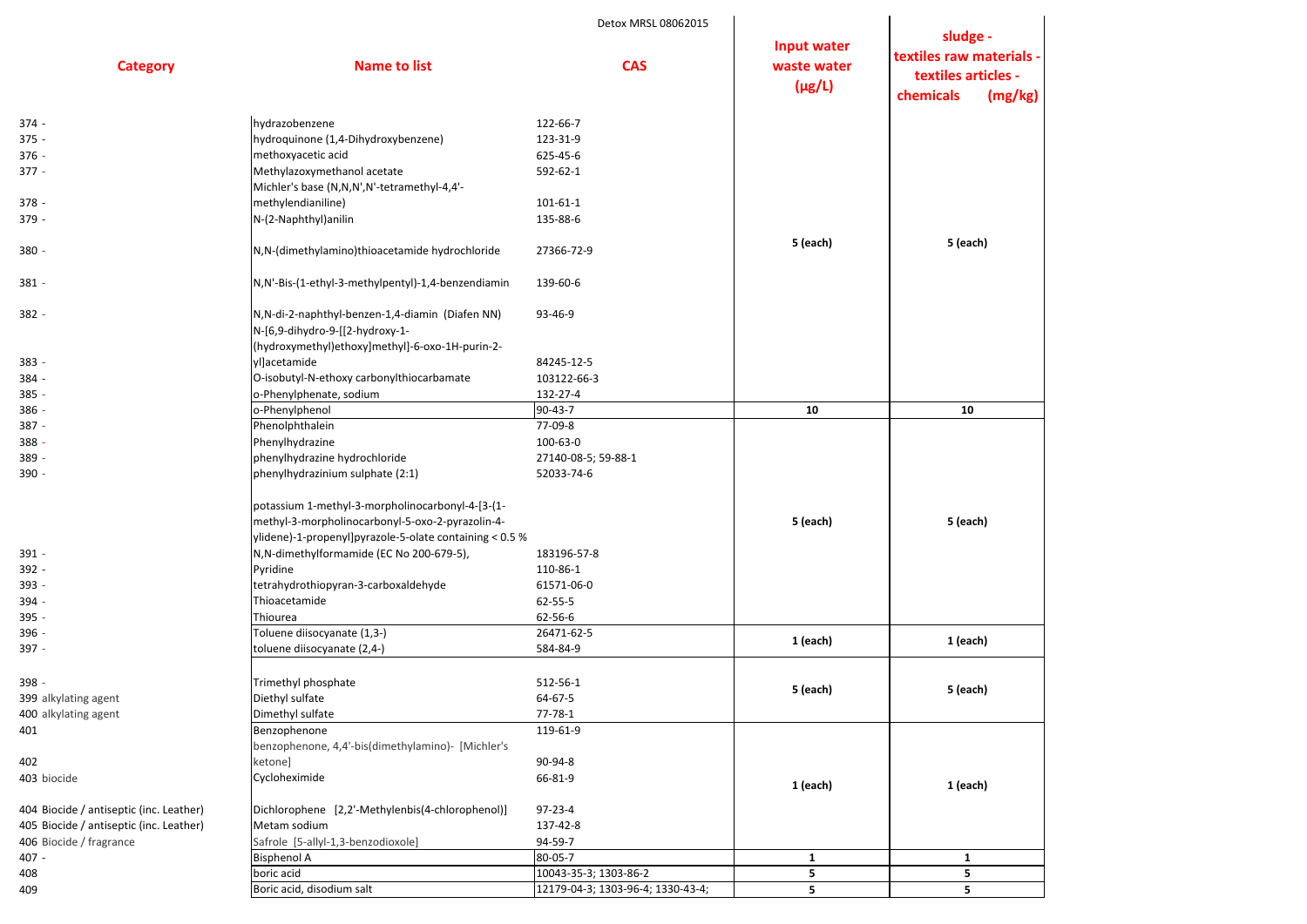Detox MRSL 08062015

| Category | Name to list | CAS | Input water waste water (µg/L) | sludge - textiles raw materials - textiles articles - chemicals (mg/kg) |
|---|---|---|---|---|
| 374 - | hydrazobenzene | 122-66-7 | 5 (each) | 5 (each) |
| 375 - | hydroquinone (1,4-Dihydroxybenzene) | 123-31-9 | | |
| 376 - | methoxyacetic acid | 625-45-6 | | |
| 377 - | Methylazoxymethanol acetate | 592-62-1 | | |
| 378 - | Michler's base (N,N,N',N'-tetramethyl-4,4'-methylendianiline) | 101-61-1 | | |
| 379 - | N-(2-Naphthyl)anilin | 135-88-6 | | |
| 380 - | N,N-(dimethylamino)thioacetamide hydrochloride | 27366-72-9 | | |
| 381 - | N,N'-Bis-(1-ethyl-3-methylpentyl)-1,4-benzendiamin | 139-60-6 | | |
| 382 - | N,N-di-2-naphthyl-benzen-1,4-diamin (Diafen NN) | 93-46-9 | | |
| 383 - | N-[6,9-dihydro-9-[[2-hydroxy-1-(hydroxymethyl)ethoxy]methyl]-6-oxo-1H-purin-2-yl]acetamide | 84245-12-5 | | |
| 384 - | O-isobutyl-N-ethoxy carbonylthiocarbamate | 103122-66-3 | | |
| 385 - | o-Phenylphenate, sodium | 132-27-4 | | |
| 386 - | o-Phenylphenol | 90-43-7 | 10 | 10 |
| 387 - | Phenolphthalein | 77-09-8 | 5 (each) | 5 (each) |
| 388 - | Phenylhydrazine | 100-63-0 | | |
| 389 - | phenylhydrazine hydrochloride | 27140-08-5; 59-88-1 | | |
| 390 - | phenylhydrazinium sulphate (2:1) | 52033-74-6 | | |
| | potassium 1-methyl-3-morpholinocarbonyl-4-[3-(1-methyl-3-morpholinocarbonyl-5-oxo-2-pyrazolin-4-ylidene)-1-propenyl]pyrazole-5-olate containing < 0.5 % | | | |
| 391 - | N,N-dimethylformamide (EC No 200-679-5), | 183196-57-8 | | |
| 392 - | Pyridine | 110-86-1 | | |
| 393 - | tetrahydrothiopyran-3-carboxaldehyde | 61571-06-0 | | |
| 394 - | Thioacetamide | 62-55-5 | | |
| 395 - | Thiourea | 62-56-6 | | |
| 396 - | Toluene diisocyanate (1,3-) | 26471-62-5 | 1 (each) | 1 (each) |
| 397 - | toluene diisocyanate (2,4-) | 584-84-9 | | |
| 398 - | Trimethyl phosphate | 512-56-1 | 5 (each) | 5 (each) |
| 399 alkylating agent | Diethyl sulfate | 64-67-5 | | |
| 400 alkylating agent | Dimethyl sulfate | 77-78-1 | | |
| 401 | Benzophenone | 119-61-9 | 1 (each) | 1 (each) |
| 402 | benzophenone, 4,4'-bis(dimethylamino)- [Michler's ketone] | 90-94-8 | | |
| 403 biocide | Cycloheximide | 66-81-9 | | |
| 404 Biocide / antiseptic (inc. Leather) | Dichlorophene [2,2'-Methylenbis(4-chlorophenol)] | 97-23-4 | | |
| 405 Biocide / antiseptic (inc. Leather) | Metam sodium | 137-42-8 | | |
| 406 Biocide / fragrance | Safrole [5-allyl-1,3-benzodioxole] | 94-59-7 | | |
| 407 - | Bisphenol A | 80-05-7 | 1 | 1 |
| 408 | boric acid | 10043-35-3; 1303-86-2 | 5 | 5 |
| 409 | Boric acid, disodium salt | 12179-04-3; 1303-96-4; 1330-43-4; | 5 | 5 |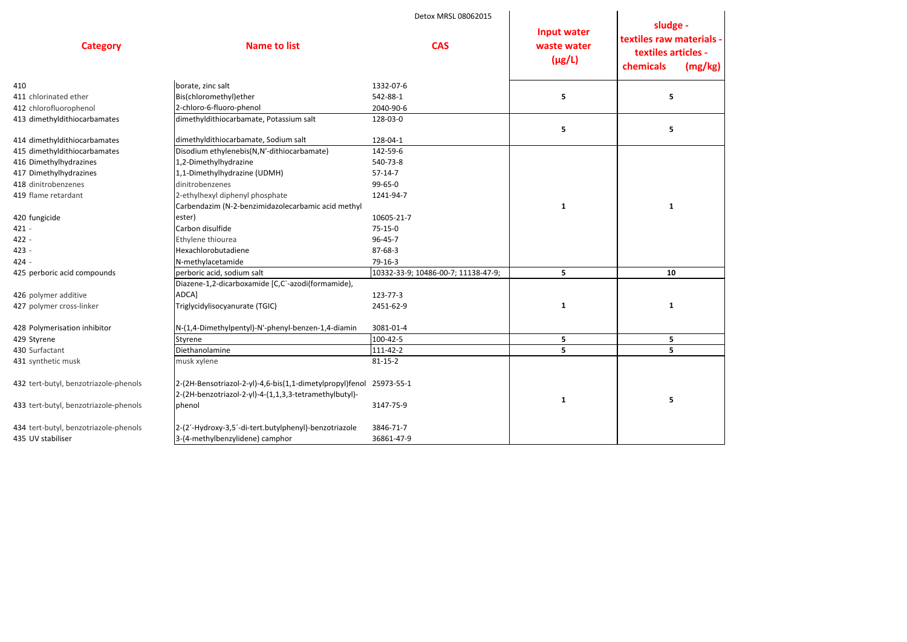| Category | Name to list | Detox MRSL 08062015<br>CAS | Input water waste water (µg/L) | sludge - textiles raw materials - textiles articles - chemicals (mg/kg) |
|---|---|---|---|---|
| 410 | borate, zinc salt | 1332-07-6 | | |
| 411 chlorinated ether | Bis(chloromethyl)ether | 542-88-1 | 5 | 5 |
| 412 chlorofluorophenol | 2-chloro-6-fluoro-phenol | 2040-90-6 | | |
| 413 dimethyldithiocarbamates | dimethyldithiocarbamate, Potassium salt | 128-03-0 | 5 | 5 |
| 414 dimethyldithiocarbamates | dimethyldithiocarbamate, Sodium salt | 128-04-1 | | |
| 415 dimethyldithiocarbamates | Disodium ethylenebis(N,N'-dithiocarbamate) | 142-59-6 | 1 | 1 |
| 416 Dimethylhydrazines | 1,2-Dimethylhydrazine | 540-73-8 | | |
| 417 Dimethylhydrazines | 1,1-Dimethylhydrazine (UDMH) | 57-14-7 | | |
| 418 dinitrobenzenes | dinitrobenzenes | 99-65-0 | | |
| 419 flame retardant | 2-ethylhexyl diphenyl phosphate | 1241-94-7 | | |
| 420 fungicide | Carbendazim (N-2-benzimidazolecarbamic acid methyl ester) | 10605-21-7 | | |
| 421 - | Carbon disulfide | 75-15-0 | | |
| 422 - | Ethylene thiourea | 96-45-7 | | |
| 423 - | Hexachlorobutadiene | 87-68-3 | | |
| 424 - | N-methylacetamide | 79-16-3 | | |
| 425 perboric acid compounds | perboric acid, sodium salt | 10332-33-9; 10486-00-7; 11138-47-9; | 5 | 10 |
| 426 polymer additive | Diazene-1,2-dicarboxamide [C,C`-azodi(formamide), ADCA] | 123-77-3 | 1 | 1 |
| 427 polymer cross-linker | Triglycidylisocyanurate (TGIC) | 2451-62-9 | | |
| 428 Polymerisation inhibitor | N-(1,4-Dimethylpentyl)-N'-phenyl-benzen-1,4-diamin | 3081-01-4 | | |
| 429 Styrene | Styrene | 100-42-5 | 5 | 5 |
| 430 Surfactant | Diethanolamine | 111-42-2 | 5 | 5 |
| 431 synthetic musk | musk xylene | 81-15-2 | 1 | 5 |
| 432 tert-butyl, benzotriazole-phenols | 2-(2H-Bensotriazol-2-yl)-4,6-bis(1,1-dimetylpropyl)fenol | 25973-55-1 | | |
| 433 tert-butyl, benzotriazole-phenols | 2-(2H-benzotriazol-2-yl)-4-(1,1,3,3-tetramethylbutyl)-phenol | 3147-75-9 | | |
| 434 tert-butyl, benzotriazole-phenols | 2-(2´-Hydroxy-3,5´-di-tert.butylphenyl)-benzotriazole | 3846-71-7 | | |
| 435 UV stabiliser | 3-(4-methylbenzylidene) camphor | 36861-47-9 | | |